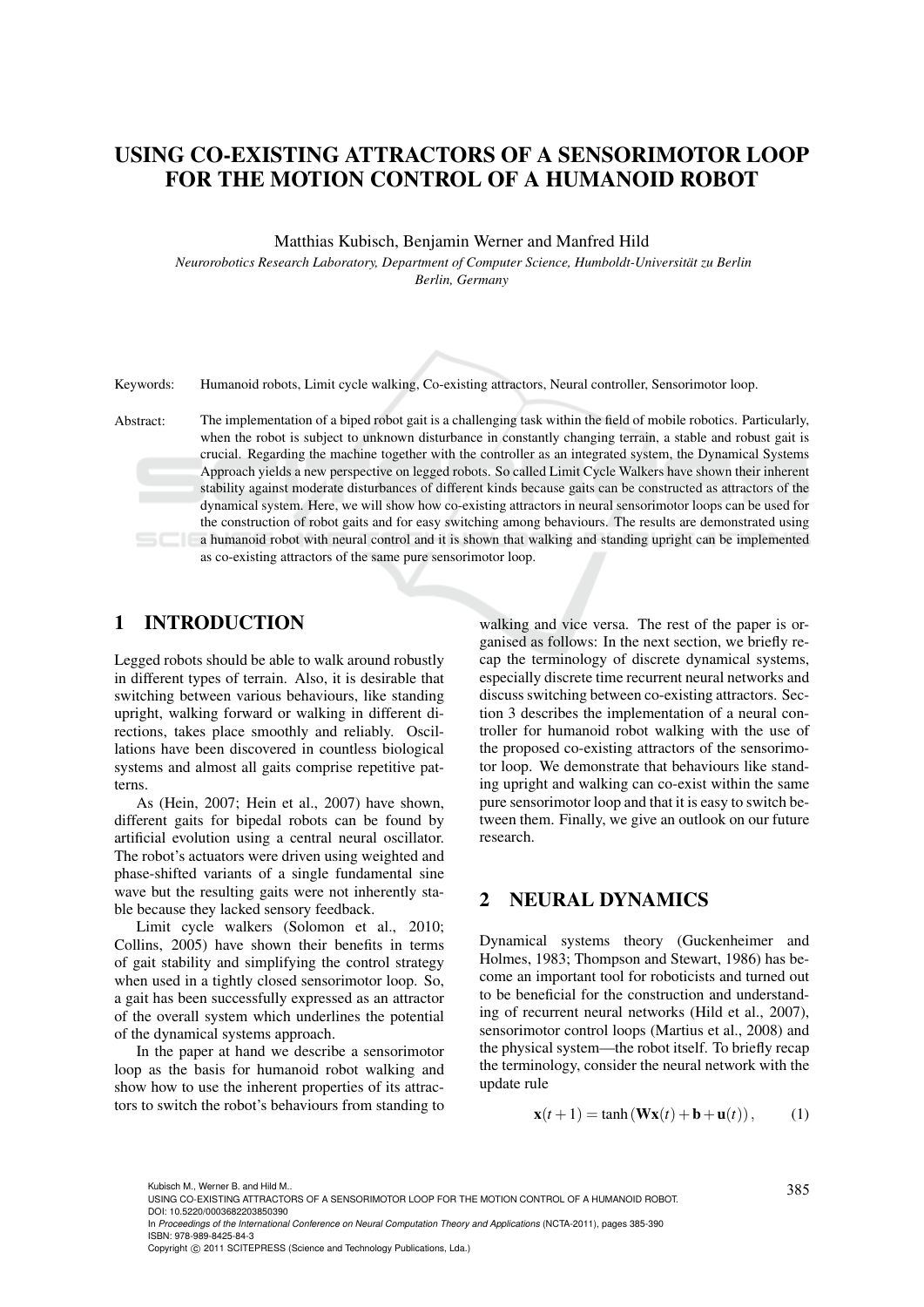# USING CO-EXISTING ATTRACTORS OF A SENSORIMOTOR LOOP FOR THE MOTION CONTROL OF A HUMANOID ROBOT

Matthias Kubisch, Benjamin Werner and Manfred Hild

*Neurorobotics Research Laboratory, Department of Computer Science, Humboldt-Universität zu Berlin Berlin, Germany*

Keywords: Humanoid robots, Limit cycle walking, Co-existing attractors, Neural controller, Sensorimotor loop.

Abstract: The implementation of a biped robot gait is a challenging task within the field of mobile robotics. Particularly, when the robot is subject to unknown disturbance in constantly changing terrain, a stable and robust gait is crucial. Regarding the machine together with the controller as an integrated system, the Dynamical Systems Approach yields a new perspective on legged robots. So called Limit Cycle Walkers have shown their inherent stability against moderate disturbances of different kinds because gaits can be constructed as attractors of the dynamical system. Here, we will show how co-existing attractors in neural sensorimotor loops can be used for the construction of robot gaits and for easy switching among behaviours. The results are demonstrated using a humanoid robot with neural control and it is shown that walking and standing upright can be implemented as co-existing attractors of the same pure sensorimotor loop.

## 1 INTRODUCTION

Legged robots should be able to walk around robustly in different types of terrain. Also, it is desirable that switching between various behaviours, like standing upright, walking forward or walking in different directions, takes place smoothly and reliably. Oscillations have been discovered in countless biological systems and almost all gaits comprise repetitive patterns.

As (Hein, 2007; Hein et al., 2007) have shown, different gaits for bipedal robots can be found by artificial evolution using a central neural oscillator. The robot's actuators were driven using weighted and phase-shifted variants of a single fundamental sine wave but the resulting gaits were not inherently stable because they lacked sensory feedback.

Limit cycle walkers (Solomon et al., 2010; Collins, 2005) have shown their benefits in terms of gait stability and simplifying the control strategy when used in a tightly closed sensorimotor loop. So, a gait has been successfully expressed as an attractor of the overall system which underlines the potential of the dynamical systems approach.

In the paper at hand we describe a sensorimotor loop as the basis for humanoid robot walking and show how to use the inherent properties of its attractors to switch the robot's behaviours from standing to walking and vice versa. The rest of the paper is organised as follows: In the next section, we briefly recap the terminology of discrete dynamical systems, especially discrete time recurrent neural networks and discuss switching between co-existing attractors. Section 3 describes the implementation of a neural controller for humanoid robot walking with the use of the proposed co-existing attractors of the sensorimotor loop. We demonstrate that behaviours like standing upright and walking can co-exist within the same pure sensorimotor loop and that it is easy to switch between them. Finally, we give an outlook on our future research.

## 2 NEURAL DYNAMICS

Dynamical systems theory (Guckenheimer and Holmes, 1983; Thompson and Stewart, 1986) has become an important tool for roboticists and turned out to be beneficial for the construction and understanding of recurrent neural networks (Hild et al., 2007), sensorimotor control loops (Martius et al., 2008) and the physical system—the robot itself. To briefly recap the terminology, consider the neural network with the update rule

$$\mathbf{x}(t+1) = \tanh\left(\mathbf{W}\mathbf{x}(t) + \mathbf{b} + \mathbf{u}(t)\right), \tag{1}$$

Kubisch M., Werner B. and Hild M..
USING CO-EXISTING ATTRACTORS OF A SENSORIMOTOR LOOP FOR THE MOTION CONTROL OF A HUMANOID ROBOT.
DOI: 10.5220/0003682203850390
In *Proceedings of the International Conference on Neural Computation Theory and Applications* (NCTA-2011), pages 385-390
ISBN: 978-989-8425-84-3
Copyright © 2011 SCITEPRESS (Science and Technology Publications, Lda.)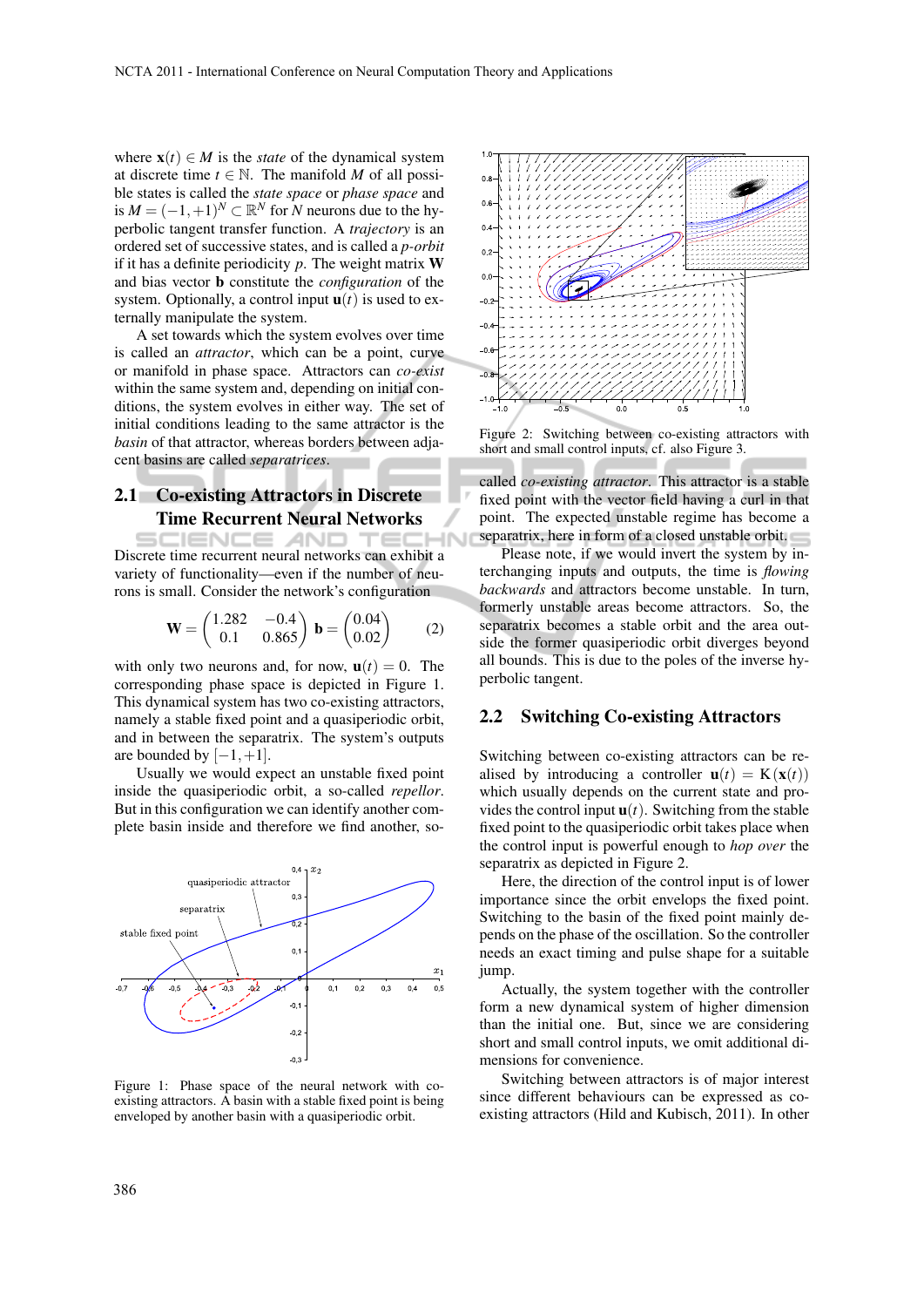where $\mathbf{x}(t) \in M$ is the *state* of the dynamical system at discrete time $t \in \mathbb{N}$. The manifold $M$ of all possible states is called the *state space* or *phase space* and is $M = (-1,+1)^N \subset \mathbb{R}^N$ for $N$ neurons due to the hyperbolic tangent transfer function. A *trajectory* is an ordered set of successive states, and is called a *p-orbit* if it has a definite periodicity $p$. The weight matrix $\mathbf{W}$ and bias vector $\mathbf{b}$ constitute the *configuration* of the system. Optionally, a control input $\mathbf{u}(t)$ is used to externally manipulate the system.

A set towards which the system evolves over time is called an *attractor*, which can be a point, curve or manifold in phase space. Attractors can *co-exist* within the same system and, depending on initial conditions, the system evolves in either way. The set of initial conditions leading to the same attractor is the *basin* of that attractor, whereas borders between adjacent basins are called *separatrices*.

## 2.1 Co-existing Attractors in Discrete Time Recurrent Neural Networks

Discrete time recurrent neural networks can exhibit a variety of functionality—even if the number of neurons is small. Consider the network's configuration

$$\mathbf{W} = \begin{pmatrix} 1.282 & -0.4 \\ 0.1 & 0.865 \end{pmatrix} \; \mathbf{b} = \begin{pmatrix} 0.04 \\ 0.02 \end{pmatrix} \qquad (2)$$

with only two neurons and, for now, $\mathbf{u}(t) = 0$. The corresponding phase space is depicted in Figure 1. This dynamical system has two co-existing attractors, namely a stable fixed point and a quasiperiodic orbit, and in between the separatrix. The system's outputs are bounded by $[-1,+1]$.

Usually we would expect an unstable fixed point inside the quasiperiodic orbit, a so-called *repellor*. But in this configuration we can identify another complete basin inside and therefore we find another, so-called *co-existing attractor*. This attractor is a stable fixed point with the vector field having a curl in that point. The expected unstable regime has become a separatrix, here in form of a closed unstable orbit.

Figure 1: Phase space of the neural network with co-existing attractors. A basin with a stable fixed point is being enveloped by another basin with a quasiperiodic orbit.

Please note, if we would invert the system by interchanging inputs and outputs, the time is *flowing backwards* and attractors become unstable. In turn, formerly unstable areas become attractors. So, the separatrix becomes a stable orbit and the area outside the former quasiperiodic orbit diverges beyond all bounds. This is due to the poles of the inverse hyperbolic tangent.

Figure 2: Switching between co-existing attractors with short and small control inputs, cf. also Figure 3.

## 2.2 Switching Co-existing Attractors

Switching between co-existing attractors can be realised by introducing a controller $\mathbf{u}(t) = \mathrm{K}(\mathbf{x}(t))$ which usually depends on the current state and provides the control input $\mathbf{u}(t)$. Switching from the stable fixed point to the quasiperiodic orbit takes place when the control input is powerful enough to *hop over* the separatrix as depicted in Figure 2.

Here, the direction of the control input is of lower importance since the orbit envelops the fixed point. Switching to the basin of the fixed point mainly depends on the phase of the oscillation. So the controller needs an exact timing and pulse shape for a suitable jump.

Actually, the system together with the controller form a new dynamical system of higher dimension than the initial one. But, since we are considering short and small control inputs, we omit additional dimensions for convenience.

Switching between attractors is of major interest since different behaviours can be expressed as co-existing attractors (Hild and Kubisch, 2011). In other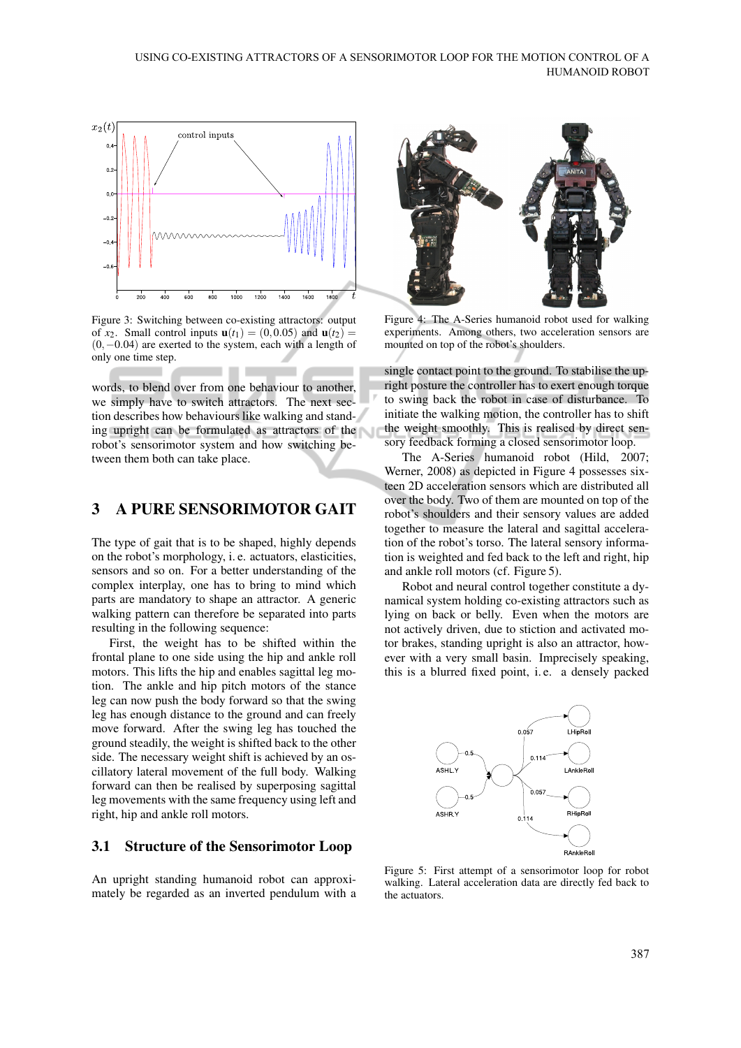Figure 3: Switching between co-existing attractors: output of $x_2$. Small control inputs $\mathbf{u}(t_1) = (0, 0.05)$ and $\mathbf{u}(t_2) = (0, -0.04)$ are exerted to the system, each with a length of only one time step.

words, to blend over from one behaviour to another, we simply have to switch attractors. The next section describes how behaviours like walking and standing upright can be formulated as attractors of the robot's sensorimotor system and how switching between them both can take place.

## 3 A PURE SENSORIMOTOR GAIT

The type of gait that is to be shaped, highly depends on the robot's morphology, i. e. actuators, elasticities, sensors and so on. For a better understanding of the complex interplay, one has to bring to mind which parts are mandatory to shape an attractor. A generic walking pattern can therefore be separated into parts resulting in the following sequence:

First, the weight has to be shifted within the frontal plane to one side using the hip and ankle roll motors. This lifts the hip and enables sagittal leg motion. The ankle and hip pitch motors of the stance leg can now push the body forward so that the swing leg has enough distance to the ground and can freely move forward. After the swing leg has touched the ground steadily, the weight is shifted back to the other side. The necessary weight shift is achieved by an oscillatory lateral movement of the full body. Walking forward can then be realised by superposing sagittal leg movements with the same frequency using left and right, hip and ankle roll motors.

### 3.1 Structure of the Sensorimotor Loop

An upright standing humanoid robot can approximately be regarded as an inverted pendulum with a single contact point to the ground. To stabilise the upright posture the controller has to exert enough torque to swing back the robot in case of disturbance. To initiate the walking motion, the controller has to shift the weight smoothly. This is realised by direct sensory feedback forming a closed sensorimotor loop.

Figure 4: The A-Series humanoid robot used for walking experiments. Among others, two acceleration sensors are mounted on top of the robot's shoulders.

The A-Series humanoid robot (Hild, 2007; Werner, 2008) as depicted in Figure 4 possesses sixteen 2D acceleration sensors which are distributed all over the body. Two of them are mounted on top of the robot's shoulders and their sensory values are added together to measure the lateral and sagittal acceleration of the robot's torso. The lateral sensory information is weighted and fed back to the left and right, hip and ankle roll motors (cf. Figure 5).

Robot and neural control together constitute a dynamical system holding co-existing attractors such as lying on back or belly. Even when the motors are not actively driven, due to stiction and activated motor brakes, standing upright is also an attractor, however with a very small basin. Imprecisely speaking, this is a blurred fixed point, i. e. a densely packed

Figure 5: First attempt of a sensorimotor loop for robot walking. Lateral acceleration data are directly fed back to the actuators.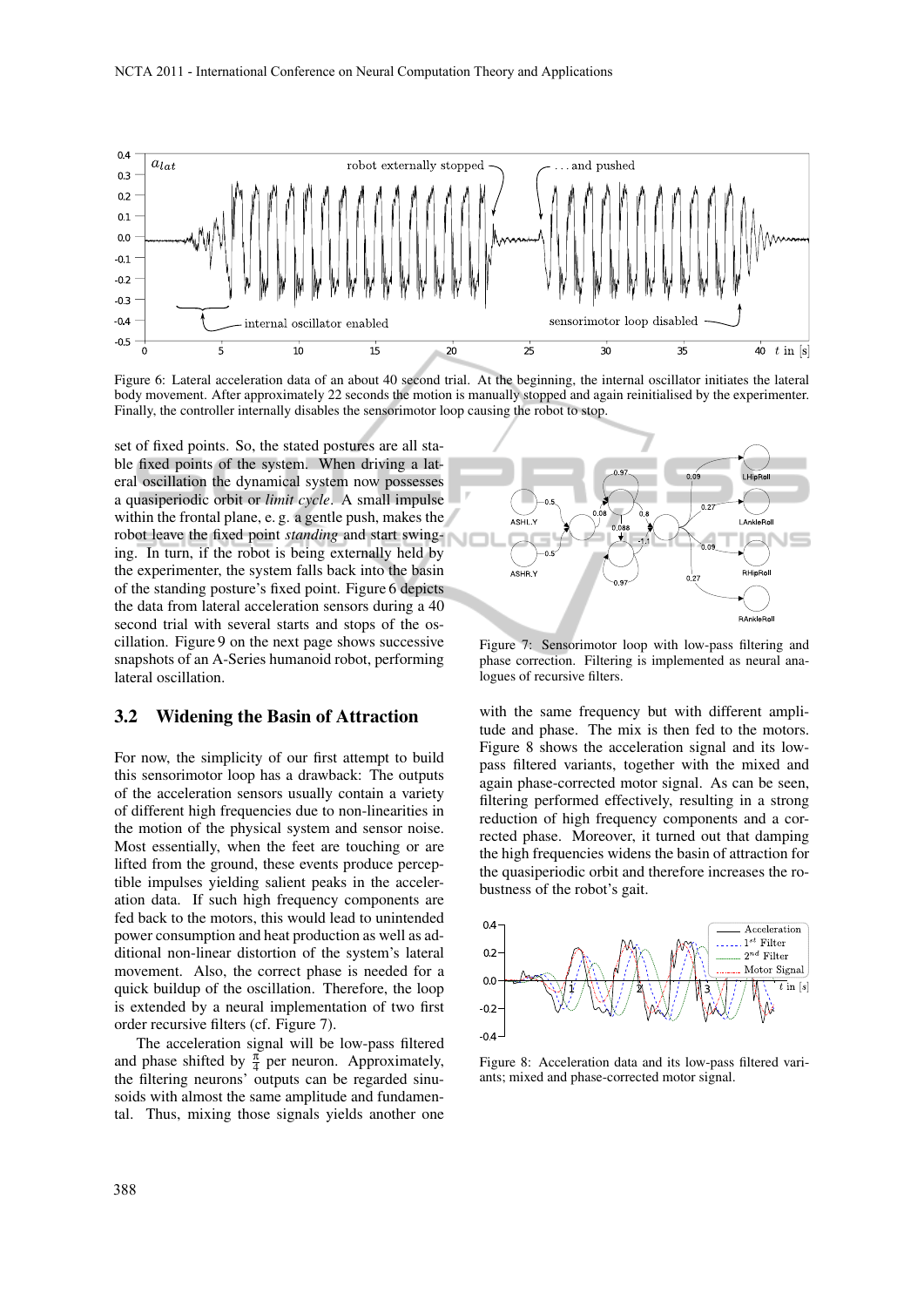Figure 6: Lateral acceleration data of an about 40 second trial. At the beginning, the internal oscillator initiates the lateral body movement. After approximately 22 seconds the motion is manually stopped and again reinitialised by the experimenter. Finally, the controller internally disables the sensorimotor loop causing the robot to stop.

set of fixed points. So, the stated postures are all stable fixed points of the system. When driving a lateral oscillation the dynamical system now possesses a quasiperiodic orbit or *limit cycle*. A small impulse within the frontal plane, e. g. a gentle push, makes the robot leave the fixed point *standing* and start swinging. In turn, if the robot is being externally held by the experimenter, the system falls back into the basin of the standing posture's fixed point. Figure 6 depicts the data from lateral acceleration sensors during a 40 second trial with several starts and stops of the oscillation. Figure 9 on the next page shows successive snapshots of an A-Series humanoid robot, performing lateral oscillation.

## 3.2 Widening the Basin of Attraction

For now, the simplicity of our first attempt to build this sensorimotor loop has a drawback: The outputs of the acceleration sensors usually contain a variety of different high frequencies due to non-linearities in the motion of the physical system and sensor noise. Most essentially, when the feet are touching or are lifted from the ground, these events produce perceptible impulses yielding salient peaks in the acceleration data. If such high frequency components are fed back to the motors, this would lead to unintended power consumption and heat production as well as additional non-linear distortion of the system's lateral movement. Also, the correct phase is needed for a quick buildup of the oscillation. Therefore, the loop is extended by a neural implementation of two first order recursive filters (cf. Figure 7).

The acceleration signal will be low-pass filtered and phase shifted by $\frac{\pi}{4}$ per neuron. Approximately, the filtering neurons' outputs can be regarded sinusoids with almost the same amplitude and fundamental. Thus, mixing those signals yields another one with the same frequency but with different amplitude and phase. The mix is then fed to the motors. Figure 8 shows the acceleration signal and its low-pass filtered variants, together with the mixed and again phase-corrected motor signal. As can be seen, filtering performed effectively, resulting in a strong reduction of high frequency components and a corrected phase. Moreover, it turned out that damping the high frequencies widens the basin of attraction for the quasiperiodic orbit and therefore increases the robustness of the robot's gait.

Figure 7: Sensorimotor loop with low-pass filtering and phase correction. Filtering is implemented as neural analogues of recursive filters.

Figure 8: Acceleration data and its low-pass filtered variants; mixed and phase-corrected motor signal.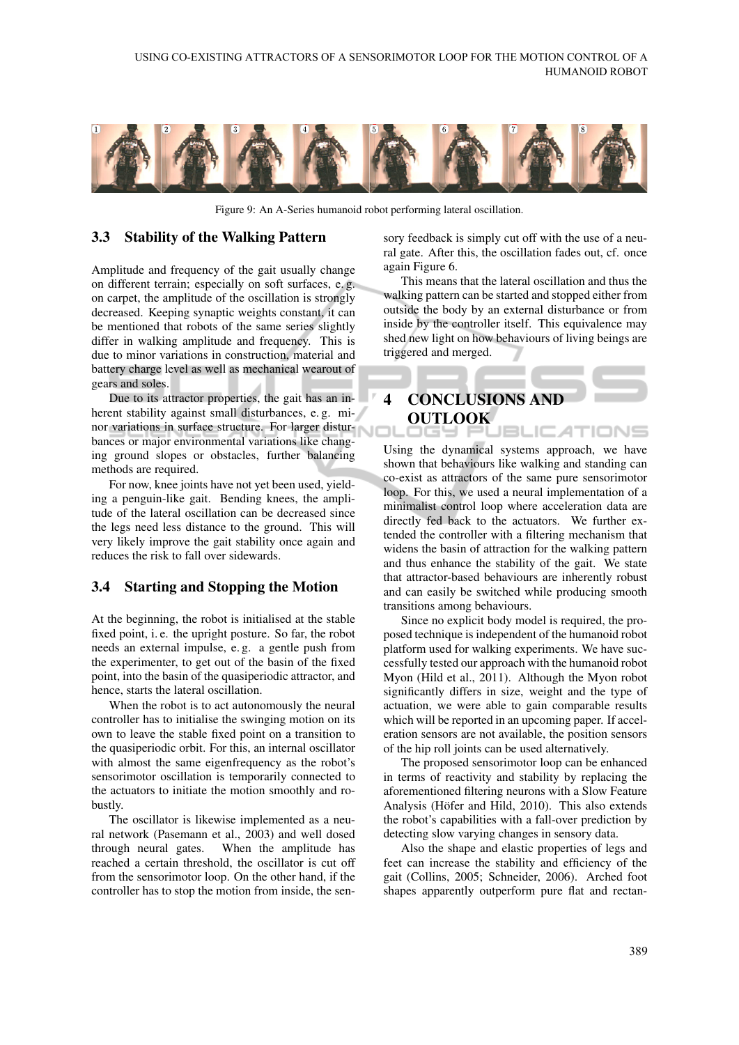Figure 9: An A-Series humanoid robot performing lateral oscillation.

### 3.3 Stability of the Walking Pattern

Amplitude and frequency of the gait usually change on different terrain; especially on soft surfaces, e. g. on carpet, the amplitude of the oscillation is strongly decreased. Keeping synaptic weights constant, it can be mentioned that robots of the same series slightly differ in walking amplitude and frequency. This is due to minor variations in construction, material and battery charge level as well as mechanical wearout of gears and soles.

Due to its attractor properties, the gait has an inherent stability against small disturbances, e. g. minor variations in surface structure. For larger disturbances or major environmental variations like changing ground slopes or obstacles, further balancing methods are required.

For now, knee joints have not yet been used, yielding a penguin-like gait. Bending knees, the amplitude of the lateral oscillation can be decreased since the legs need less distance to the ground. This will very likely improve the gait stability once again and reduces the risk to fall over sidewards.

### 3.4 Starting and Stopping the Motion

At the beginning, the robot is initialised at the stable fixed point, i. e. the upright posture. So far, the robot needs an external impulse, e. g. a gentle push from the experimenter, to get out of the basin of the fixed point, into the basin of the quasiperiodic attractor, and hence, starts the lateral oscillation.

When the robot is to act autonomously the neural controller has to initialise the swinging motion on its own to leave the stable fixed point on a transition to the quasiperiodic orbit. For this, an internal oscillator with almost the same eigenfrequency as the robot's sensorimotor oscillation is temporarily connected to the actuators to initiate the motion smoothly and robustly.

The oscillator is likewise implemented as a neural network (Pasemann et al., 2003) and well dosed through neural gates. When the amplitude has reached a certain threshold, the oscillator is cut off from the sensorimotor loop. On the other hand, if the controller has to stop the motion from inside, the sensory feedback is simply cut off with the use of a neural gate. After this, the oscillation fades out, cf. once again Figure 6.

This means that the lateral oscillation and thus the walking pattern can be started and stopped either from outside the body by an external disturbance or from inside by the controller itself. This equivalence may shed new light on how behaviours of living beings are triggered and merged.

## 4 CONCLUSIONS AND OUTLOOK

Using the dynamical systems approach, we have shown that behaviours like walking and standing can co-exist as attractors of the same pure sensorimotor loop. For this, we used a neural implementation of a minimalist control loop where acceleration data are directly fed back to the actuators. We further extended the controller with a filtering mechanism that widens the basin of attraction for the walking pattern and thus enhance the stability of the gait. We state that attractor-based behaviours are inherently robust and can easily be switched while producing smooth transitions among behaviours.

Since no explicit body model is required, the proposed technique is independent of the humanoid robot platform used for walking experiments. We have successfully tested our approach with the humanoid robot Myon (Hild et al., 2011). Although the Myon robot significantly differs in size, weight and the type of actuation, we were able to gain comparable results which will be reported in an upcoming paper. If acceleration sensors are not available, the position sensors of the hip roll joints can be used alternatively.

The proposed sensorimotor loop can be enhanced in terms of reactivity and stability by replacing the aforementioned filtering neurons with a Slow Feature Analysis (Höfer and Hild, 2010). This also extends the robot's capabilities with a fall-over prediction by detecting slow varying changes in sensory data.

Also the shape and elastic properties of legs and feet can increase the stability and efficiency of the gait (Collins, 2005; Schneider, 2006). Arched foot shapes apparently outperform pure flat and rectan-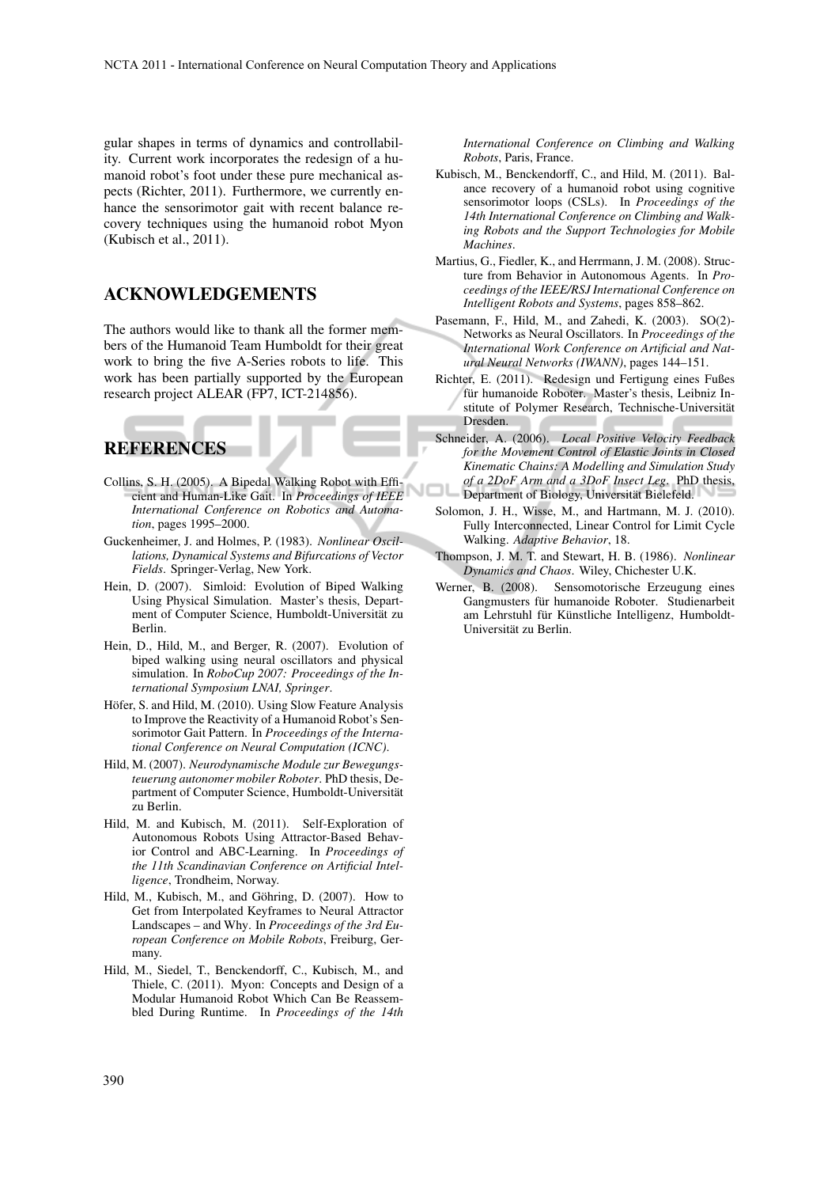gular shapes in terms of dynamics and controllability. Current work incorporates the redesign of a humanoid robot's foot under these pure mechanical aspects (Richter, 2011). Furthermore, we currently enhance the sensorimotor gait with recent balance recovery techniques using the humanoid robot Myon (Kubisch et al., 2011).

## ACKNOWLEDGEMENTS

The authors would like to thank all the former members of the Humanoid Team Humboldt for their great work to bring the five A-Series robots to life. This work has been partially supported by the European research project ALEAR (FP7, ICT-214856).

## REFERENCES

Collins, S. H. (2005). A Bipedal Walking Robot with Efficient and Human-Like Gait. In *Proceedings of IEEE International Conference on Robotics and Automation*, pages 1995–2000.

Guckenheimer, J. and Holmes, P. (1983). *Nonlinear Oscillations, Dynamical Systems and Bifurcations of Vector Fields*. Springer-Verlag, New York.

Hein, D. (2007). Simloid: Evolution of Biped Walking Using Physical Simulation. Master's thesis, Department of Computer Science, Humboldt-Universität zu Berlin.

Hein, D., Hild, M., and Berger, R. (2007). Evolution of biped walking using neural oscillators and physical simulation. In *RoboCup 2007: Proceedings of the International Symposium LNAI, Springer*.

Höfer, S. and Hild, M. (2010). Using Slow Feature Analysis to Improve the Reactivity of a Humanoid Robot's Sensorimotor Gait Pattern. In *Proceedings of the International Conference on Neural Computation (ICNC)*.

Hild, M. (2007). *Neurodynamische Module zur Bewegungsteuerung autonomer mobiler Roboter*. PhD thesis, Department of Computer Science, Humboldt-Universität zu Berlin.

Hild, M. and Kubisch, M. (2011). Self-Exploration of Autonomous Robots Using Attractor-Based Behavior Control and ABC-Learning. In *Proceedings of the 11th Scandinavian Conference on Artificial Intelligence*, Trondheim, Norway.

Hild, M., Kubisch, M., and Göhring, D. (2007). How to Get from Interpolated Keyframes to Neural Attractor Landscapes – and Why. In *Proceedings of the 3rd European Conference on Mobile Robots*, Freiburg, Germany.

Hild, M., Siedel, T., Benckendorff, C., Kubisch, M., and Thiele, C. (2011). Myon: Concepts and Design of a Modular Humanoid Robot Which Can Be Reassembled During Runtime. In *Proceedings of the 14th International Conference on Climbing and Walking Robots*, Paris, France.

Kubisch, M., Benckendorff, C., and Hild, M. (2011). Balance recovery of a humanoid robot using cognitive sensorimotor loops (CSLs). In *Proceedings of the 14th International Conference on Climbing and Walking Robots and the Support Technologies for Mobile Machines*.

Martius, G., Fiedler, K., and Herrmann, J. M. (2008). Structure from Behavior in Autonomous Agents. In *Proceedings of the IEEE/RSJ International Conference on Intelligent Robots and Systems*, pages 858–862.

Pasemann, F., Hild, M., and Zahedi, K. (2003). SO(2)-Networks as Neural Oscillators. In *Proceedings of the International Work Conference on Artificial and Natural Neural Networks (IWANN)*, pages 144–151.

Richter, E. (2011). Redesign und Fertigung eines Fußes für humanoide Roboter. Master's thesis, Leibniz Institute of Polymer Research, Technische-Universität Dresden.

Schneider, A. (2006). *Local Positive Velocity Feedback for the Movement Control of Elastic Joints in Closed Kinematic Chains: A Modelling and Simulation Study of a 2DoF Arm and a 3DoF Insect Leg*. PhD thesis, Department of Biology, Universität Bielefeld.

Solomon, J. H., Wisse, M., and Hartmann, M. J. (2010). Fully Interconnected, Linear Control for Limit Cycle Walking. *Adaptive Behavior*, 18.

Thompson, J. M. T. and Stewart, H. B. (1986). *Nonlinear Dynamics and Chaos*. Wiley, Chichester U.K.

Werner, B. (2008). Sensomotorische Erzeugung eines Gangmusters für humanoide Roboter. Studienarbeit am Lehrstuhl für Künstliche Intelligenz, Humboldt-Universität zu Berlin.